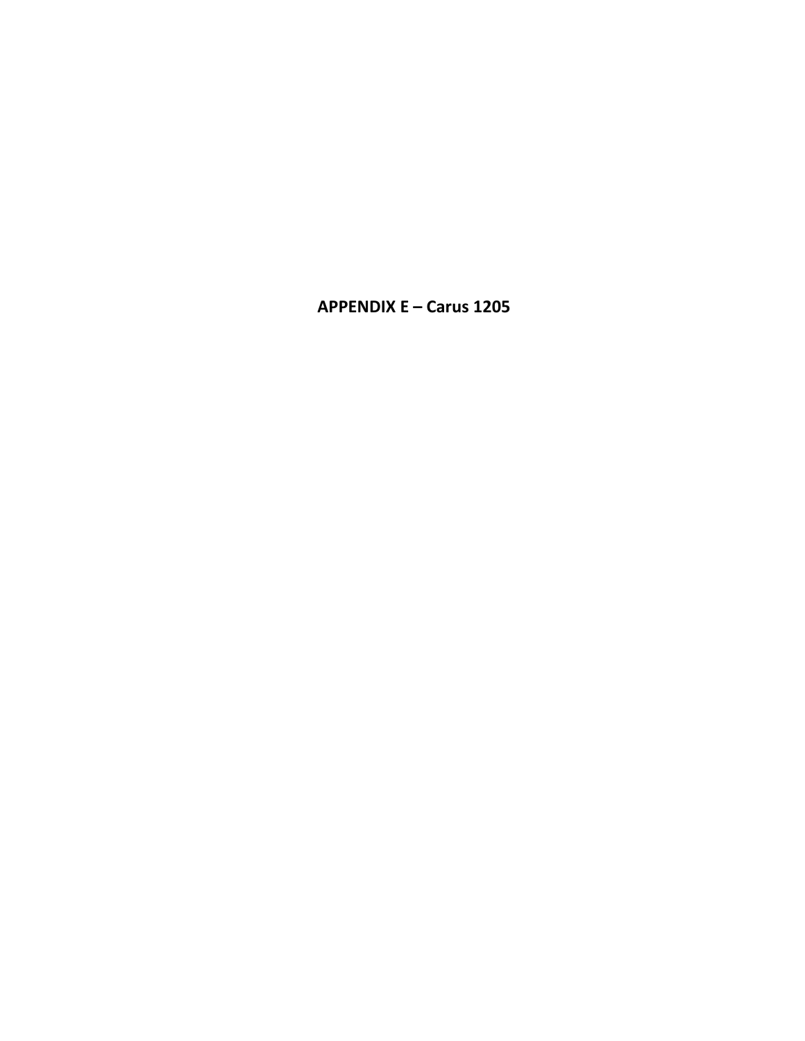# APPENDIX E – Carus 1205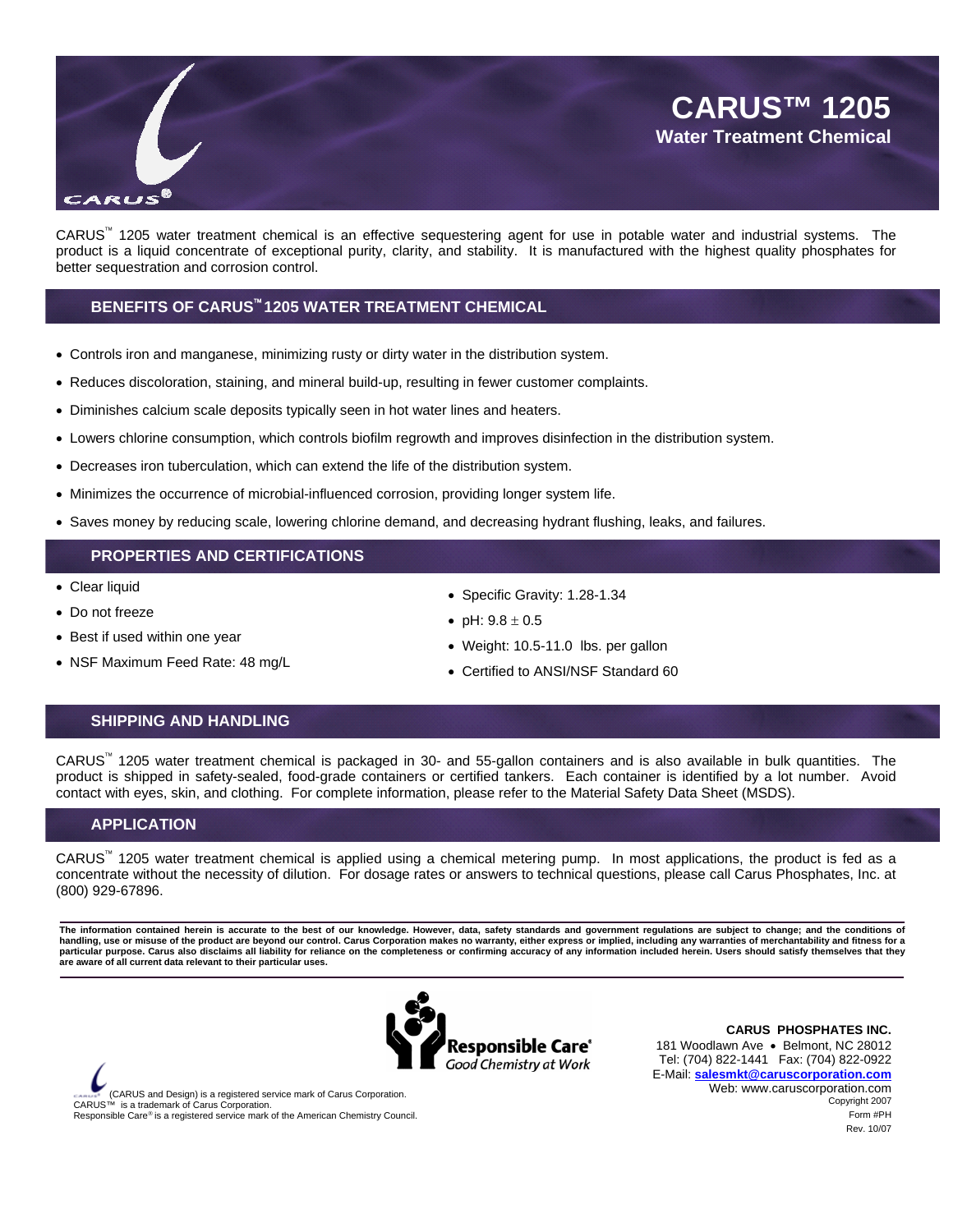# CARUS™ 1205

## Water Treatment Chemical

CARUS™ 1205 water treatment chemical is an effective sequestering agent for use in potable water and industrial systems. The product is a liquid concentrate of exceptional purity, clarity, and stability. It is manufactured with the highest quality phosphates for better sequestration and corrosion control.

## BENEFITS OF CARUS™ 1205 WATER TREATMENT CHEMICAL

- Controls iron and manganese, minimizing rusty or dirty water in the distribution system.
- Reduces discoloration, staining, and mineral build-up, resulting in fewer customer complaints.
- Diminishes calcium scale deposits typically seen in hot water lines and heaters.
- Lowers chlorine consumption, which controls biofilm regrowth and improves disinfection in the distribution system.
- Decreases iron tuberculation, which can extend the life of the distribution system.
- Minimizes the occurrence of microbial-influenced corrosion, providing longer system life.
- Saves money by reducing scale, lowering chlorine demand, and decreasing hydrant flushing, leaks, and failures.

## PROPERTIES AND CERTIFICATIONS

- Clear liquid
- Do not freeze
- Best if used within one year
- NSF Maximum Feed Rate: 48 mg/L
- Specific Gravity: 1.28-1.34
- pH: 9.8 ± 0.5
- Weight: 10.5-11.0 lbs. per gallon
- Certified to ANSI/NSF Standard 60

## SHIPPING AND HANDLING

CARUS™ 1205 water treatment chemical is packaged in 30- and 55-gallon containers and is also available in bulk quantities. The product is shipped in safety-sealed, food-grade containers or certified tankers. Each container is identified by a lot number. Avoid contact with eyes, skin, and clothing. For complete information, please refer to the Material Safety Data Sheet (MSDS).

## APPLICATION

CARUS™ 1205 water treatment chemical is applied using a chemical metering pump. In most applications, the product is fed as a concentrate without the necessity of dilution. For dosage rates or answers to technical questions, please call Carus Phosphates, Inc. at (800) 929-67896.

**The information contained herein is accurate to the best of our knowledge. However, data, safety standards and government regulations are subject to change; and the conditions of handling, use or misuse of the product are beyond our control. Carus Corporation makes no warranty, either express or implied, including any warranties of merchantability and fitness for a particular purpose. Carus also disclaims all liability for reliance on the completeness or confirming accuracy of any information included herein. Users should satisfy themselves that they are aware of all current data relevant to their particular uses.**

Responsible Care®
Good Chemistry at Work

**CARUS PHOSPHATES INC.**
181 Woodlawn Ave • Belmont, NC 28012
Tel: (704) 822-1441 Fax: (704) 822-0922
E-Mail: **salesmkt@caruscorporation.com**
Web: www.caruscorporation.com

(CARUS and Design) is a registered service mark of Carus Corporation.
CARUS™ is a trademark of Carus Corporation.
Responsible Care® is a registered service mark of the American Chemistry Council.

Copyright 2007
Form #PH
Rev. 10/07